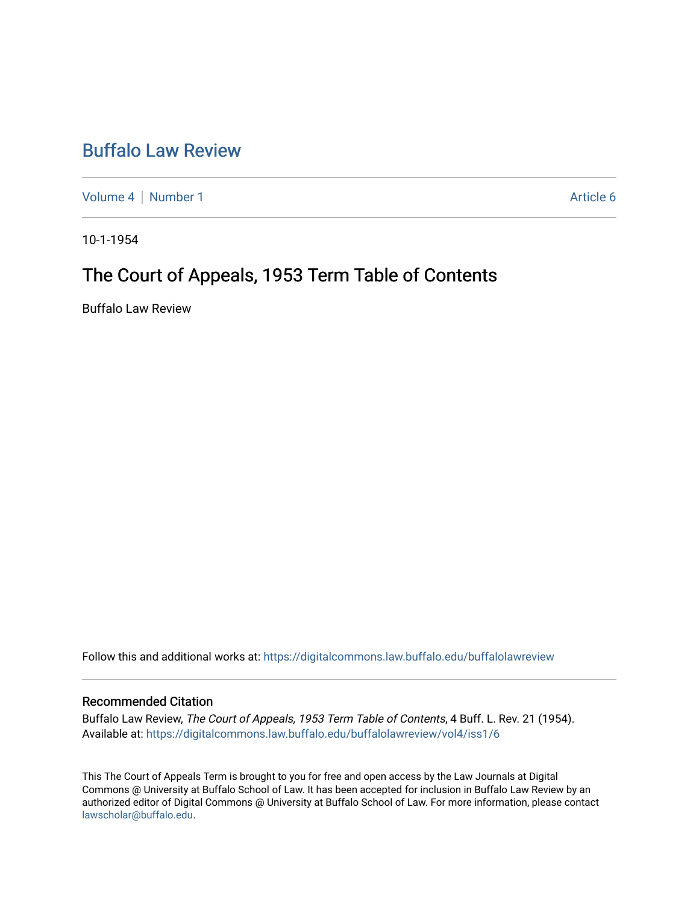# Buffalo Law Review

Volume 4 | Number 1 | Article 6

10-1-1954

## The Court of Appeals, 1953 Term Table of Contents

Buffalo Law Review

Follow this and additional works at: https://digitalcommons.law.buffalo.edu/buffalolawreview

### Recommended Citation

Buffalo Law Review, *The Court of Appeals, 1953 Term Table of Contents*, 4 Buff. L. Rev. 21 (1954).
Available at: https://digitalcommons.law.buffalo.edu/buffalolawreview/vol4/iss1/6

This The Court of Appeals Term is brought to you for free and open access by the Law Journals at Digital Commons @ University at Buffalo School of Law. It has been accepted for inclusion in Buffalo Law Review by an authorized editor of Digital Commons @ University at Buffalo School of Law. For more information, please contact lawscholar@buffalo.edu.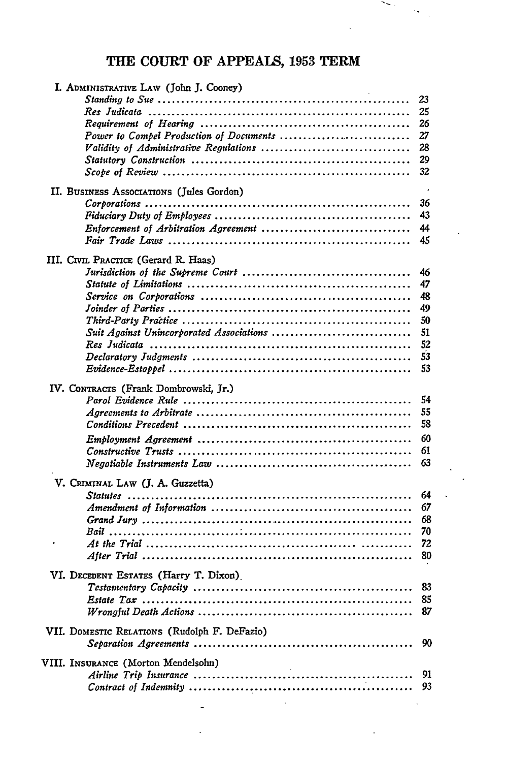# THE COURT OF APPEALS, 1953 TERM

**I. Administrative Law** (John J. Cooney)

| | |
|---|---|
| *Standing to Sue* | 23 |
| *Res Judicata* | 25 |
| *Requirement of Hearing* | 26 |
| *Power to Compel Production of Documents* | 27 |
| *Validity of Administrative Regulations* | 28 |
| *Statutory Construction* | 29 |
| *Scope of Review* | 32 |

**II. Business Associations** (Jules Gordon)

| | |
|---|---|
| *Corporations* | 36 |
| *Fiduciary Duty of Employees* | 43 |
| *Enforcement of Arbitration Agreement* | 44 |
| *Fair Trade Laws* | 45 |

**III. Civil Practice** (Gerard R. Haas)

| | |
|---|---|
| *Jurisdiction of the Supreme Court* | 46 |
| *Statute of Limitations* | 47 |
| *Service on Corporations* | 48 |
| *Joinder of Parties* | 49 |
| *Third-Party Practice* | 50 |
| *Suit Against Unincorporated Associations* | 51 |
| *Res Judicata* | 52 |
| *Declaratory Judgments* | 53 |
| *Evidence-Estoppel* | 53 |

**IV. Contracts** (Frank Dombrowski, Jr.)

| | |
|---|---|
| *Parol Evidence Rule* | 54 |
| *Agreements to Arbitrate* | 55 |
| *Conditions Precedent* | 58 |
| *Employment Agreement* | 60 |
| *Constructive Trusts* | 61 |
| *Negotiable Instruments Law* | 63 |

**V. Criminal Law** (J. A. Guzzetta)

| | |
|---|---|
| *Statutes* | 64 |
| *Amendment of Information* | 67 |
| *Grand Jury* | 68 |
| *Bail* | 70 |
| *At the Trial* | 72 |
| *After Trial* | 80 |

**VI. Decedent Estates** (Harry T. Dixon)

| | |
|---|---|
| *Testamentary Capacity* | 83 |
| *Estate Tax* | 85 |
| *Wrongful Death Actions* | 87 |

**VII. Domestic Relations** (Rudolph F. DeFazio)

| | |
|---|---|
| *Separation Agreements* | 90 |

**VIII. Insurance** (Morton Mendelsohn)

| | |
|---|---|
| *Airline Trip Insurance* | 91 |
| *Contract of Indemnity* | 93 |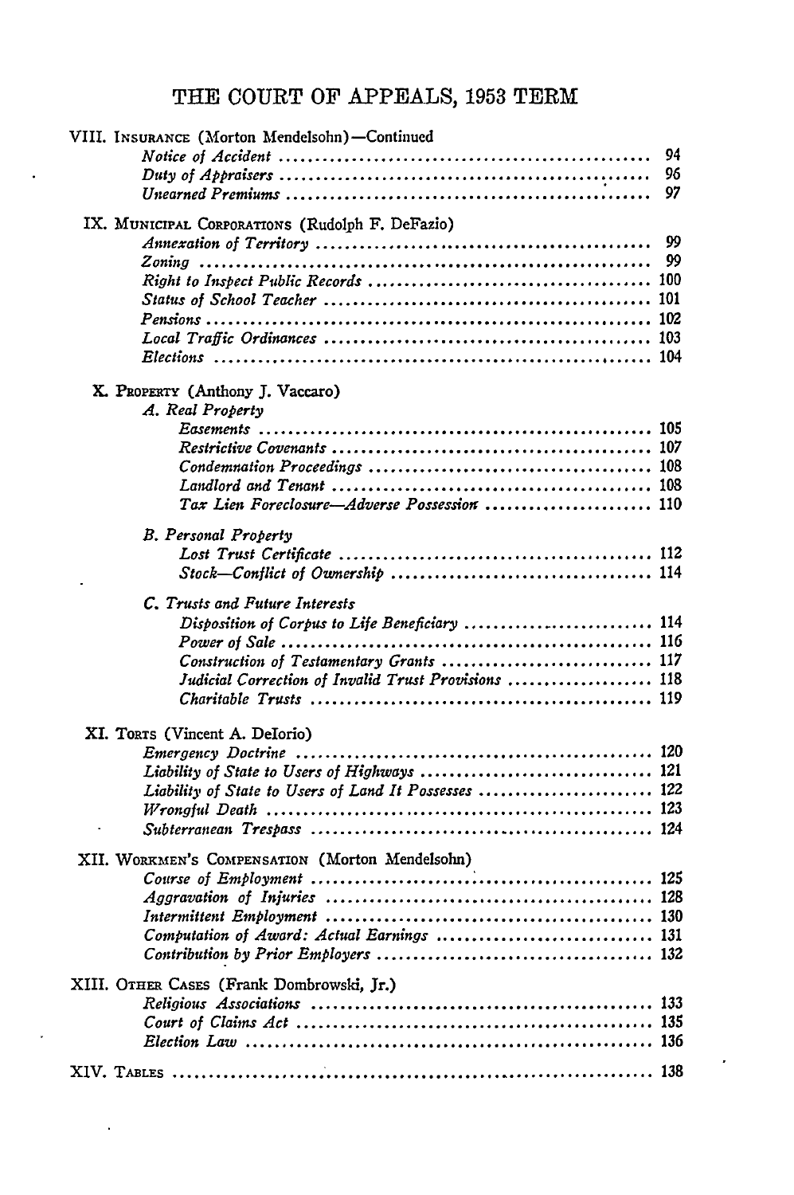# THE COURT OF APPEALS, 1953 TERM

VIII. INSURANCE (Morton Mendelsohn)—Continued
- *Notice of Accident* .................................................... 94
- *Duty of Appraisers* .................................................... 96
- *Unearned Premiums* .................................................... 97

IX. MUNICIPAL CORPORATIONS (Rudolph F. DeFazio)
- *Annexation of Territory* .................................................... 99
- *Zoning* .................................................... 99
- *Right to Inspect Public Records* .................................................... 100
- *Status of School Teacher* .................................................... 101
- *Pensions* .................................................... 102
- *Local Traffic Ordinances* .................................................... 103
- *Elections* .................................................... 104

X. PROPERTY (Anthony J. Vaccaro)
- *A. Real Property*
  - *Easements* .................................................... 105
  - *Restrictive Covenants* .................................................... 107
  - *Condemnation Proceedings* .................................................... 108
  - *Landlord and Tenant* .................................................... 108
  - *Tax Lien Foreclosure—Adverse Possession* .................................................... 110
- *B. Personal Property*
  - *Lost Trust Certificate* .................................................... 112
  - *Stock—Conflict of Ownership* .................................................... 114
- *C. Trusts and Future Interests*
  - *Disposition of Corpus to Life Beneficiary* .................................................... 114
  - *Power of Sale* .................................................... 116
  - *Construction of Testamentary Grants* .................................................... 117
  - *Judicial Correction of Invalid Trust Provisions* .................................................... 118
  - *Charitable Trusts* .................................................... 119

XI. TORTS (Vincent A. DeIorio)
- *Emergency Doctrine* .................................................... 120
- *Liability of State to Users of Highways* .................................................... 121
- *Liability of State to Users of Land It Possesses* .................................................... 122
- *Wrongful Death* .................................................... 123
- *Subterranean Trespass* .................................................... 124

XII. WORKMEN'S COMPENSATION (Morton Mendelsohn)
- *Course of Employment* .................................................... 125
- *Aggravation of Injuries* .................................................... 128
- *Intermittent Employment* .................................................... 130
- *Computation of Award: Actual Earnings* .................................................... 131
- *Contribution by Prior Employers* .................................................... 132

XIII. OTHER CASES (Frank Dombrowski, Jr.)
- *Religious Associations* .................................................... 133
- *Court of Claims Act* .................................................... 135
- *Election Law* .................................................... 136

XIV. TABLES .................................................... 138